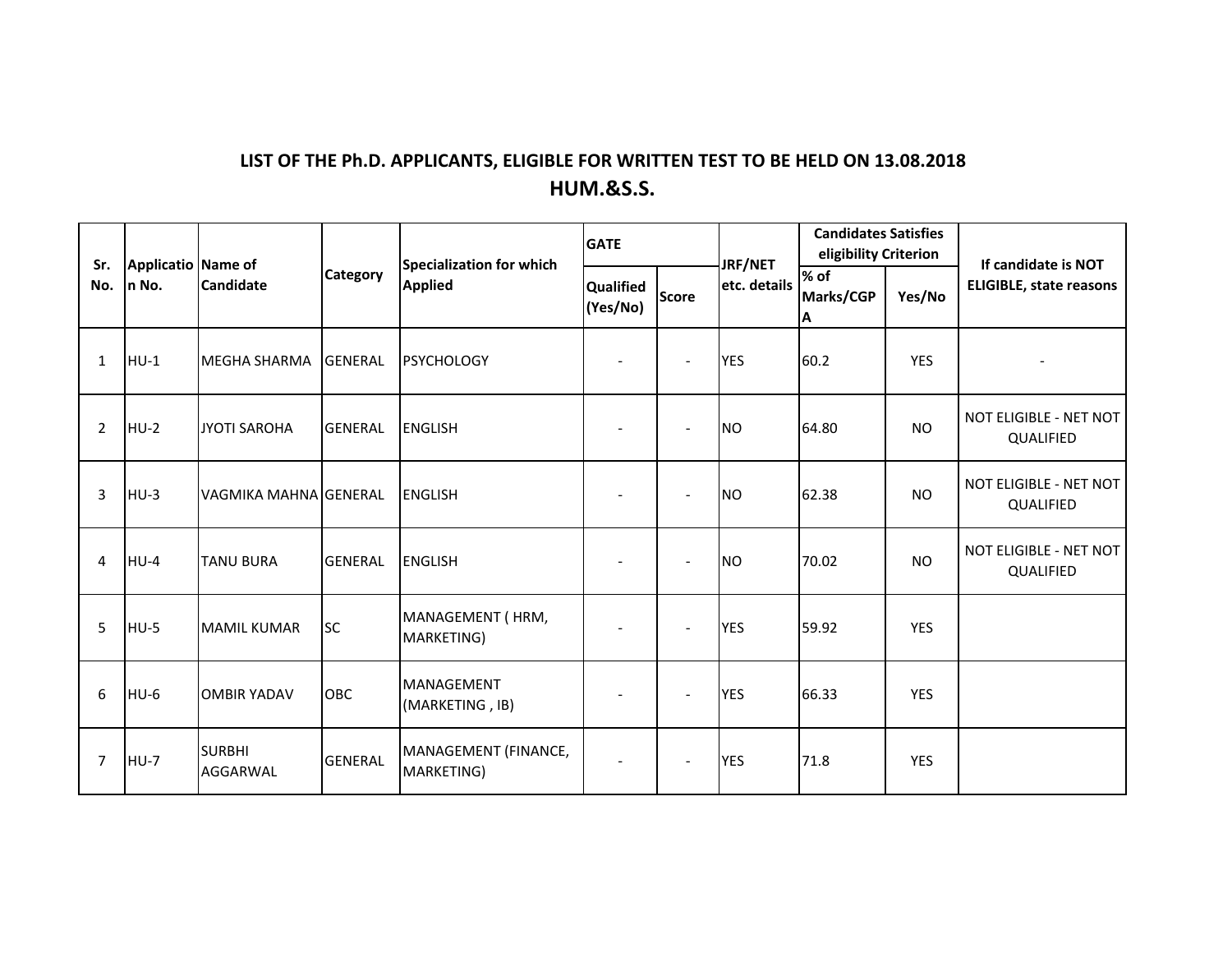## LIST OF THE Ph.D. APPLICANTS, ELIGIBLE FOR WRITTEN TEST TO BE HELD ON 13.08.2018

## HUM.&S.S.

| Sr. No. | Application No. | Name of Candidate | Category | Specialization for which Applied | GATE | | JRF/NET etc. details | Candidates Satisfies eligibility Criterion | | If candidate is NOT ELIGIBLE, state reasons |
|---|---|---|---|---|---|---|---|---|---|---|
| | | | | | Qualified (Yes/No) | Score | | % of Marks/CGPA | Yes/No | |
| 1 | HU-1 | MEGHA SHARMA | GENERAL | PSYCHOLOGY | - | - | YES | 60.2 | YES | - |
| 2 | HU-2 | JYOTI SAROHA | GENERAL | ENGLISH | - | - | NO | 64.80 | NO | NOT ELIGIBLE - NET NOT QUALIFIED |
| 3 | HU-3 | VAGMIKA MAHNA | GENERAL | ENGLISH | - | - | NO | 62.38 | NO | NOT ELIGIBLE - NET NOT QUALIFIED |
| 4 | HU-4 | TANU BURA | GENERAL | ENGLISH | - | - | NO | 70.02 | NO | NOT ELIGIBLE - NET NOT QUALIFIED |
| 5 | HU-5 | MAMIL KUMAR | SC | MANAGEMENT ( HRM, MARKETING) | - | - | YES | 59.92 | YES | |
| 6 | HU-6 | OMBIR YADAV | OBC | MANAGEMENT (MARKETING , IB) | - | - | YES | 66.33 | YES | |
| 7 | HU-7 | SURBHI AGGARWAL | GENERAL | MANAGEMENT (FINANCE, MARKETING) | - | - | YES | 71.8 | YES | |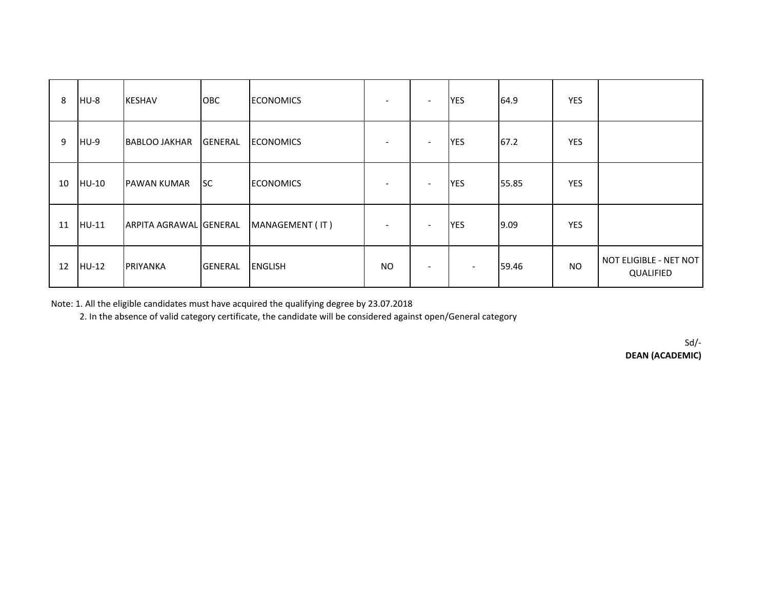| | | | | | | | | | | |
|---|---|---|---|---|---|---|---|---|---|---|
| 8 | HU-8 | KESHAV | OBC | ECONOMICS | - | - | YES | 64.9 | YES | |
| 9 | HU-9 | BABLOO JAKHAR | GENERAL | ECONOMICS | - | - | YES | 67.2 | YES | |
| 10 | HU-10 | PAWAN KUMAR | SC | ECONOMICS | - | - | YES | 55.85 | YES | |
| 11 | HU-11 | ARPITA AGRAWAL | GENERAL | MANAGEMENT ( IT ) | - | - | YES | 9.09 | YES | |
| 12 | HU-12 | PRIYANKA | GENERAL | ENGLISH | NO | - | - | 59.46 | NO | NOT ELIGIBLE - NET NOT QUALIFIED |

Note: 1. All the eligible candidates must have acquired the qualifying degree by 23.07.2018

2. In the absence of valid category certificate, the candidate will be considered against open/General category

Sd/-

**DEAN (ACADEMIC)**